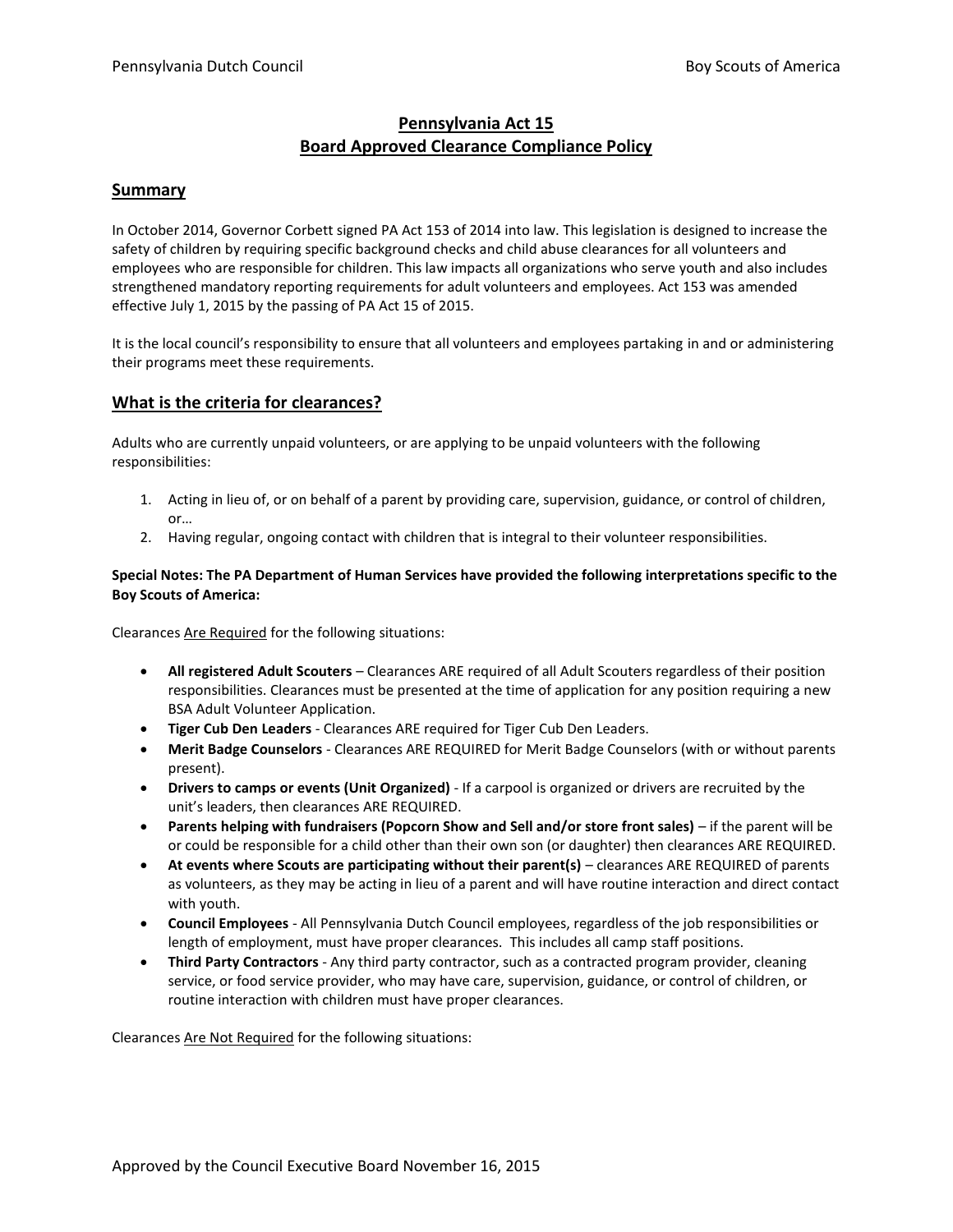# Pennsylvania Act 15
# Board Approved Clearance Compliance Policy

## Summary

In October 2014, Governor Corbett signed PA Act 153 of 2014 into law. This legislation is designed to increase the safety of children by requiring specific background checks and child abuse clearances for all volunteers and employees who are responsible for children. This law impacts all organizations who serve youth and also includes strengthened mandatory reporting requirements for adult volunteers and employees. Act 153 was amended effective July 1, 2015 by the passing of PA Act 15 of 2015.

It is the local council's responsibility to ensure that all volunteers and employees partaking in and or administering their programs meet these requirements.

## What is the criteria for clearances?

Adults who are currently unpaid volunteers, or are applying to be unpaid volunteers with the following responsibilities:

1. Acting in lieu of, or on behalf of a parent by providing care, supervision, guidance, or control of children, or…
2. Having regular, ongoing contact with children that is integral to their volunteer responsibilities.

**Special Notes: The PA Department of Human Services have provided the following interpretations specific to the Boy Scouts of America:**

Clearances Are Required for the following situations:

- **All registered Adult Scouters** – Clearances ARE required of all Adult Scouters regardless of their position responsibilities. Clearances must be presented at the time of application for any position requiring a new BSA Adult Volunteer Application.
- **Tiger Cub Den Leaders** - Clearances ARE required for Tiger Cub Den Leaders.
- **Merit Badge Counselors** - Clearances ARE REQUIRED for Merit Badge Counselors (with or without parents present).
- **Drivers to camps or events (Unit Organized)** - If a carpool is organized or drivers are recruited by the unit's leaders, then clearances ARE REQUIRED.
- **Parents helping with fundraisers (Popcorn Show and Sell and/or store front sales)** – if the parent will be or could be responsible for a child other than their own son (or daughter) then clearances ARE REQUIRED.
- **At events where Scouts are participating without their parent(s)** – clearances ARE REQUIRED of parents as volunteers, as they may be acting in lieu of a parent and will have routine interaction and direct contact with youth.
- **Council Employees** - All Pennsylvania Dutch Council employees, regardless of the job responsibilities or length of employment, must have proper clearances. This includes all camp staff positions.
- **Third Party Contractors** - Any third party contractor, such as a contracted program provider, cleaning service, or food service provider, who may have care, supervision, guidance, or control of children, or routine interaction with children must have proper clearances.

Clearances Are Not Required for the following situations:

Approved by the Council Executive Board November 16, 2015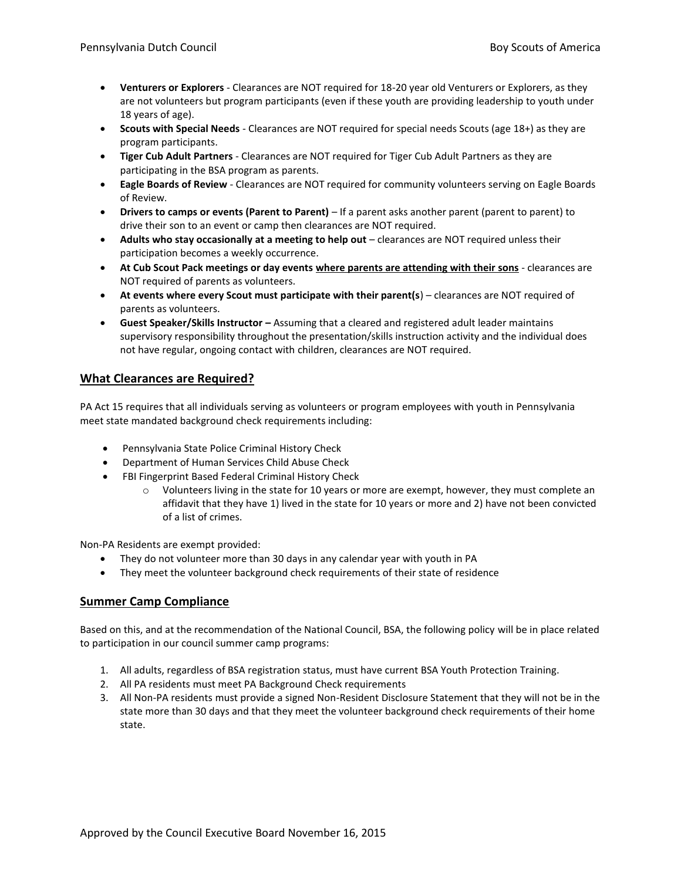- **Venturers or Explorers** - Clearances are NOT required for 18-20 year old Venturers or Explorers, as they are not volunteers but program participants (even if these youth are providing leadership to youth under 18 years of age).
- **Scouts with Special Needs** - Clearances are NOT required for special needs Scouts (age 18+) as they are program participants.
- **Tiger Cub Adult Partners** - Clearances are NOT required for Tiger Cub Adult Partners as they are participating in the BSA program as parents.
- **Eagle Boards of Review** - Clearances are NOT required for community volunteers serving on Eagle Boards of Review.
- **Drivers to camps or events (Parent to Parent)** – If a parent asks another parent (parent to parent) to drive their son to an event or camp then clearances are NOT required.
- **Adults who stay occasionally at a meeting to help out** – clearances are NOT required unless their participation becomes a weekly occurrence.
- **At Cub Scout Pack meetings or day events <u>where parents are attending with their sons</u>** - clearances are NOT required of parents as volunteers.
- **At events where every Scout must participate with their parent(s)** – clearances are NOT required of parents as volunteers.
- **Guest Speaker/Skills Instructor –** Assuming that a cleared and registered adult leader maintains supervisory responsibility throughout the presentation/skills instruction activity and the individual does not have regular, ongoing contact with children, clearances are NOT required.

## What Clearances are Required?

PA Act 15 requires that all individuals serving as volunteers or program employees with youth in Pennsylvania meet state mandated background check requirements including:

- Pennsylvania State Police Criminal History Check
- Department of Human Services Child Abuse Check
- FBI Fingerprint Based Federal Criminal History Check
  - Volunteers living in the state for 10 years or more are exempt, however, they must complete an affidavit that they have 1) lived in the state for 10 years or more and 2) have not been convicted of a list of crimes.

Non-PA Residents are exempt provided:

- They do not volunteer more than 30 days in any calendar year with youth in PA
- They meet the volunteer background check requirements of their state of residence

## Summer Camp Compliance

Based on this, and at the recommendation of the National Council, BSA, the following policy will be in place related to participation in our council summer camp programs:

1. All adults, regardless of BSA registration status, must have current BSA Youth Protection Training.
2. All PA residents must meet PA Background Check requirements
3. All Non-PA residents must provide a signed Non-Resident Disclosure Statement that they will not be in the state more than 30 days and that they meet the volunteer background check requirements of their home state.

Approved by the Council Executive Board November 16, 2015